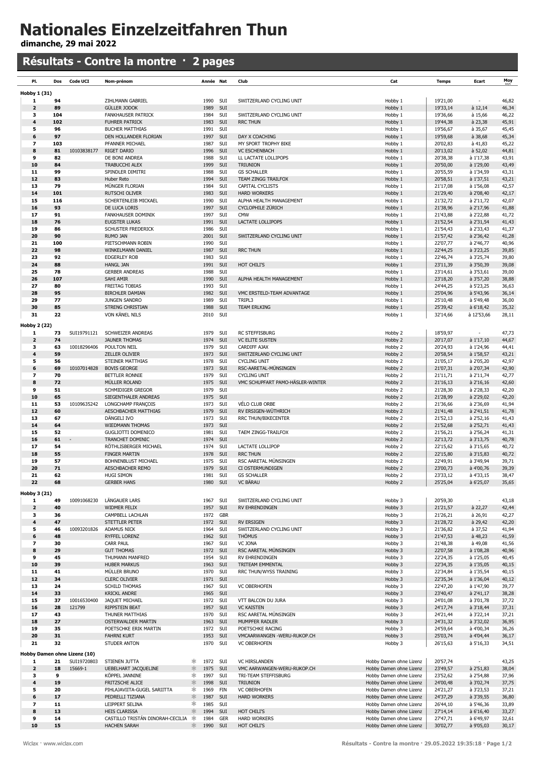# Nationales Einzelzeitfahren Thun

**dimanche, 29 mai 2022**

## Résultats - Contre la montre · 2 pages

| Pl. | Dos | Code UCI | Nom-prénom | Année | Nat | Club | Cat | Temps | Ecart | Moy km/h |
|---|---|---|---|---|---|---|---|---|---|---|
| **Hobby 1 (31)** | | | | | | | | | | |
| 1 | 94 | | ZIHLMANN GABRIEL | 1990 | SUI | SWITZERLAND CYCLING UNIT | Hobby 1 | 19'21,00 | - | 46,82 |
| 2 | 89 | | GÜLLER JODOK | 1989 | SUI | | Hobby 1 | 19'33,14 | à 12,14 | 46,34 |
| 3 | 104 | | FANKHAUSER PATRICK | 1984 | SUI | SWITZERLAND CYCLING UNIT | Hobby 1 | 19'36,66 | à 15,66 | 46,22 |
| 4 | 102 | | FUHRER PATRICK | 1983 | SUI | RRC THUN | Hobby 1 | 19'44,38 | à 23,38 | 45,91 |
| 5 | 96 | | BUCHER MATTHIAS | 1991 | SUI | | Hobby 1 | 19'56,67 | à 35,67 | 45,45 |
| 6 | 97 | | DEN HOLLANDER FLORIAN | 1997 | SUI | DAY X COACHING | Hobby 1 | 19'59,68 | à 38,68 | 45,34 |
| 7 | 103 | | PFANNER MICHAEL | 1987 | SUI | MY SPORT TROPHY BIKE | Hobby 1 | 20'02,83 | à 41,83 | 45,22 |
| 8 | 81 | 10103838177 | RIGET DARIO | 1996 | SUI | VC ESCHENBACH | Hobby 1 | 20'13,02 | à 52,02 | 44,81 |
| 9 | 82 | | DE BONI ANDREA | 1988 | SUI | LL LACTATE LOLLIPOPS | Hobby 1 | 20'38,38 | à 1'17,38 | 43,91 |
| 10 | 84 | | TRABUCCHI ALEX | 1999 | SUI | TRIUNION | Hobby 1 | 20'50,00 | à 1'29,00 | 43,49 |
| 11 | 99 | | SPINDLER DIMITRI | 1988 | SUI | GS SCHALLER | Hobby 1 | 20'55,59 | à 1'34,59 | 43,31 |
| 12 | 83 | | Huber Reto | 1994 | SUI | TEAM ZINGG TRAILFOX | Hobby 1 | 20'58,51 | à 1'37,51 | 43,21 |
| 13 | 79 | | MÜNGER FLORIAN | 1984 | SUI | CAPITAL CYCLISTS | Hobby 1 | 21'17,08 | à 1'56,08 | 42,57 |
| 14 | 101 | | RUTSCHI OLIVER | 1983 | SUI | HARD WORKERS | Hobby 1 | 21'29,40 | à 2'08,40 | 42,17 |
| 15 | 116 | | SCHERTENLEIB MICKAEL | 1990 | SUI | ALPHA HEALTH MANAGEMENT | Hobby 1 | 21'32,72 | à 2'11,72 | 42,07 |
| 16 | 93 | | DE LUCA LORIS | 1997 | SUI | CYCLOPHILE ZÜRICH | Hobby 1 | 21'38,96 | à 2'17,96 | 41,88 |
| 17 | 91 | | FANKHAUSER DOMINIK | 1997 | SUI | CMW | Hobby 1 | 21'43,88 | à 2'22,88 | 41,72 |
| 18 | 76 | | EUGSTER LUKAS | 1991 | SUI | LACTATE LOLLIPOPS | Hobby 1 | 21'52,54 | à 2'31,54 | 41,43 |
| 19 | 86 | | SCHUSTER FREDERICK | 1986 | SUI | | Hobby 1 | 21'54,43 | à 2'33,43 | 41,37 |
| 20 | 90 | | RUMO JAN | 2001 | SUI | SWITZERLAND CYCLING UNIT | Hobby 1 | 21'57,42 | à 2'36,42 | 41,28 |
| 21 | 100 | | PIETSCHMANN ROBIN | 1990 | SUI | | Hobby 1 | 22'07,77 | à 2'46,77 | 40,96 |
| 22 | 98 | | WINKELMANN DANIEL | 1987 | SUI | RRC THUN | Hobby 1 | 22'44,25 | à 3'23,25 | 39,85 |
| 23 | 92 | | EDGERLEY ROB | 1983 | SUI | | Hobby 1 | 22'46,74 | à 3'25,74 | 39,80 |
| 24 | 88 | | HANGL JAN | 1991 | SUI | HOT CHILI'S | Hobby 1 | 23'11,39 | à 3'50,39 | 39,08 |
| 25 | 78 | | GERBER ANDREAS | 1988 | SUI | | Hobby 1 | 23'14,61 | à 3'53,61 | 39,00 |
| 26 | 107 | | SAHI AMIR | 1990 | SUI | ALPHA HEALTH MANAGEMENT | Hobby 1 | 23'18,20 | à 3'57,20 | 38,88 |
| 27 | 80 | | FREITAG TOBIAS | 1993 | SUI | | Hobby 1 | 24'44,25 | à 5'23,25 | 36,63 |
| 28 | 95 | | BIRCHLER DAMIAN | 1982 | SUI | VMC ERSTELD-TEAM ADVANTAGE | Hobby 1 | 25'04,96 | à 5'43,96 | 36,14 |
| 29 | 77 | | JUNGEN SANDRO | 1989 | SUI | TRIPL3 | Hobby 1 | 25'10,48 | à 5'49,48 | 36,00 |
| 30 | 85 | | STRENG CHRISTIAN | 1988 | SUI | TEAM ERLKING | Hobby 1 | 25'39,42 | à 6'18,42 | 35,32 |
| 31 | 22 | | VON KÄNEL NILS | 2010 | SUI | | Hobby 1 | 32'14,66 | à 12'53,66 | 28,11 |
| **Hobby 2 (22)** | | | | | | | | | | |
| 1 | 73 | SUI19791121 | SCHWEIZER ANDREAS | 1979 | SUI | RC STEFFISBURG | Hobby 2 | 18'59,97 | - | 47,73 |
| 2 | 74 | | JAUNER THOMAS | 1974 | SUI | VC ELITE SUSTEN | Hobby 2 | 20'17,07 | à 1'17,10 | 44,67 |
| 3 | 63 | 10018296406 | POULTON NEIL | 1979 | SUI | CARDIFF AJAX | Hobby 2 | 20'24,93 | à 1'24,96 | 44,41 |
| 4 | 59 | | ZELLER OLIVIER | 1973 | SUI | SWITZERLAND CYCLING UNIT | Hobby 2 | 20'58,54 | à 1'58,57 | 43,21 |
| 5 | 56 | | STEINER MATTHIAS | 1978 | SUI | CYCLING UNIT | Hobby 2 | 21'05,17 | à 2'05,20 | 42,97 |
| 6 | 69 | 10107014828 | BOVIS GEORGE | 1973 | SUI | RSC-AARETAL-MÜNSINGEN | Hobby 2 | 21'07,31 | à 2'07,34 | 42,90 |
| 7 | 70 | | BETTLER RONNIE | 1979 | SUI | CYCLING UNIT | Hobby 2 | 21'11,71 | à 2'11,74 | 42,77 |
| 8 | 72 | | MÜLLER ROLAND | 1975 | SUI | VMC SCHUPFART PAMO-HÄSLER-WINTER | Hobby 2 | 21'16,13 | à 2'16,16 | 42,60 |
| 9 | 51 | | SCHMIDIGER GREGOR | 1979 | SUI | | Hobby 2 | 21'28,30 | à 2'28,33 | 42,20 |
| 10 | 65 | | SIEGENTHALER ANDREAS | 1975 | SUI | | Hobby 2 | 21'28,99 | à 2'29,02 | 42,20 |
| 11 | 53 | 10109635242 | LONGCHAMP FRANÇOIS | 1973 | SUI | VÉLO CLUB ORBE | Hobby 2 | 21'36,66 | à 2'36,69 | 41,94 |
| 12 | 60 | | AESCHBACHER MATTHIAS | 1979 | SUI | RV ERSIGEN-WÜTHRICH | Hobby 2 | 21'41,48 | à 2'41,51 | 41,78 |
| 13 | 67 | | DÄNGELI IVO | 1973 | SUI | RRC THUN/BIKECENTER | Hobby 2 | 21'52,13 | à 2'52,16 | 41,43 |
| 14 | 64 | | WIEDMANN THOMAS | 1973 | SUI | | Hobby 2 | 21'52,68 | à 2'52,71 | 41,43 |
| 15 | 52 | | GUGLIOTTI DOMENICO | 1981 | SUI | TAEM ZINGG-TRAILFOX | Hobby 2 | 21'56,21 | à 2'56,24 | 41,31 |
| 16 | 61 | - | TRANCHET DOMINIC | 1974 | SUI | | Hobby 2 | 22'13,72 | à 3'13,75 | 40,78 |
| 17 | 54 | | RÖTHLISBERGER MICHAEL | 1974 | SUI | LACTATE LOLLIPOP | Hobby 2 | 22'15,62 | à 3'15,65 | 40,72 |
| 18 | 55 | | FINGER MARTIN | 1978 | SUI | RRC THUN | Hobby 2 | 22'15,80 | à 3'15,83 | 40,72 |
| 19 | 57 | | BOHNENBLUST MICHAEL | 1975 | SUI | RSC AARETAL MÜNSINGEN | Hobby 2 | 22'49,91 | à 3'49,94 | 39,71 |
| 20 | 71 | | AESCHBACHER REMO | 1979 | SUI | CI OSTERMUNDIGEN | Hobby 2 | 23'00,73 | à 4'00,76 | 39,39 |
| 21 | 62 | | HUGI SIMON | 1981 | SUI | GS SCHALLER | Hobby 2 | 23'33,12 | à 4'33,15 | 38,47 |
| 22 | 68 | | GERBER HANS | 1980 | SUI | VC BÄRAU | Hobby 2 | 25'25,04 | à 6'25,07 | 35,65 |
| **Hobby 3 (21)** | | | | | | | | | | |
| 1 | 49 | 10091068230 | LÄNGAUER LARS | 1967 | SUI | SWITZERLAND CYCLING UNIT | Hobby 3 | 20'59,30 | - | 43,18 |
| 2 | 40 | | WIDMER FELIX | 1957 | SUI | RV EHRENDINGEN | Hobby 3 | 21'21,57 | à 22,27 | 42,44 |
| 3 | 36 | | CAMPBELL LACHLAN | 1972 | GBR | | Hobby 3 | 21'26,21 | à 26,91 | 42,27 |
| 4 | 47 | | STETTLER PETER | 1972 | SUI | RV ERSIGEN | Hobby 3 | 21'28,72 | à 29,42 | 42,20 |
| 5 | 46 | 10093201826 | ADAMUS NICK | 1964 | SUI | SWITZERLAND CYCLING UNIT | Hobby 3 | 21'36,82 | à 37,52 | 41,94 |
| 6 | 48 | | RYFFEL LORENZ | 1962 | SUI | THÖMUS | Hobby 3 | 21'47,53 | à 48,23 | 41,59 |
| 7 | 30 | | CARR PAUL | 1967 | SUI | VC JONA | Hobby 3 | 21'48,38 | à 49,08 | 41,56 |
| 8 | 29 | | GUT THOMAS | 1972 | SUI | RSC AARETAL MÜNSINGEN | Hobby 3 | 22'07,58 | à 1'08,28 | 40,96 |
| 9 | 45 | | THUMANN MANFRED | 1954 | SUI | RV EHRENDINGEN | Hobby 3 | 22'24,35 | à 1'25,05 | 40,45 |
| 10 | 39 | | HUBER MARKUS | 1963 | SUI | TRITEAM EMMENTAL | Hobby 3 | 22'34,35 | à 1'35,05 | 40,15 |
| 11 | 41 | | MÜLLER BRUNO | 1970 | SUI | RRC THUN/WYSS TRAINING | Hobby 3 | 22'34,84 | à 1'35,54 | 40,15 |
| 12 | 34 | | CLERC OLIVIER | 1971 | SUI | | Hobby 3 | 22'35,34 | à 1'36,04 | 40,12 |
| 13 | 24 | | SCHILD THOMAS | 1967 | SUI | VC OBERHOFEN | Hobby 3 | 22'47,20 | à 1'47,90 | 39,77 |
| 14 | 33 | | KRICKL ANDRE | 1965 | SUI | | Hobby 3 | 23'40,47 | à 2'41,17 | 38,28 |
| 15 | 37 | 10016530400 | JAQUET MICHAEL | 1972 | SUI | VTT BALCON DU JURA | Hobby 3 | 24'01,08 | à 3'01,78 | 37,72 |
| 16 | 28 | 121799 | RIPPSTEIN BEAT | 1957 | SUI | VC KAISTEN | Hobby 3 | 24'17,74 | à 3'18,44 | 37,31 |
| 17 | 43 | | THUNER MATTHIAS | 1970 | SUI | RSC AARETAL MÜNSINGEN | Hobby 3 | 24'21,44 | à 3'22,14 | 37,21 |
| 18 | 27 | | OSTERWALDER MARTIN | 1963 | SUI | MUMPFER RADLER | Hobby 3 | 24'31,32 | à 3'32,02 | 36,95 |
| 19 | 35 | | POETSCHKE ERIK MARTIN | 1972 | SUI | POETSCHKE RACING | Hobby 3 | 24'59,64 | à 4'00,34 | 36,26 |
| 20 | 31 | | FAHRNI KURT | 1953 | SUI | VMCAARWANGEN -WERU-RUKOP.CH | Hobby 3 | 25'03,74 | à 4'04,44 | 36,17 |
| 21 | 32 | | STUDER ANTON | 1970 | SUI | VC OBERHOFEN | Hobby 3 | 26'15,63 | à 5'16,33 | 34,51 |
| **Hobby Damen ohne Lizenz (10)** | | | | | | | | | | |
| 1 | 21 | SUI19720803 | STIENEN JUTTA * | 1972 | SUI | VC HIRSLANDEN | Hobby Damen ohne Lizenz | 20'57,74 | - | 43,25 |
| 2 | 18 | 15669-1 | UEBELHART JACQUELINE * | 1975 | SUI | VMC AARWANGEN-WERU-RUKOP.CH | Hobby Damen ohne Lizenz | 23'49,57 | à 2'51,83 | 38,04 |
| 3 | 9 | | KÖPPEL JANNINE * | 1997 | SUI | TRI-TEAM STEFFISBURG | Hobby Damen ohne Lizenz | 23'52,62 | à 2'54,88 | 37,96 |
| 4 | 19 | | FRITZSCHE ALICE * | 1998 | SUI | TRIUNION | Hobby Damen ohne Lizenz | 24'00,48 | à 3'02,74 | 37,75 |
| 5 | 20 | | PIHLAJAVIITA-GUGEL SARIITTA * | 1969 | FIN | VC OBERHOFEN | Hobby Damen ohne Lizenz | 24'21,27 | à 3'23,53 | 37,21 |
| 6 | 17 | | PEDRELLI TIZIANA * | 1987 | SUI | HARD WORKERS | Hobby Damen ohne Lizenz | 24'37,29 | à 3'39,55 | 36,80 |
| 7 | 11 | | LEIPPERT SELINA * | 1985 | SUI | | Hobby Damen ohne Lizenz | 26'44,10 | à 5'46,36 | 33,89 |
| 8 | 13 | | HEIS CLARISSA * | 1994 | SUI | HOT CHILI'S | Hobby Damen ohne Lizenz | 27'14,14 | à 6'16,40 | 33,27 |
| 9 | 14 | | CASTILLO TRISTÁN DINORAH-CECILIA * | 1984 | GER | HARD WORKERS | Hobby Damen ohne Lizenz | 27'47,71 | à 6'49,97 | 32,61 |
| 10 | 15 | | HACHEN SARAH * | 1990 | SUI | HOT CHILI'S | Hobby Damen ohne Lizenz | 30'02,77 | à 9'05,03 | 30,17 |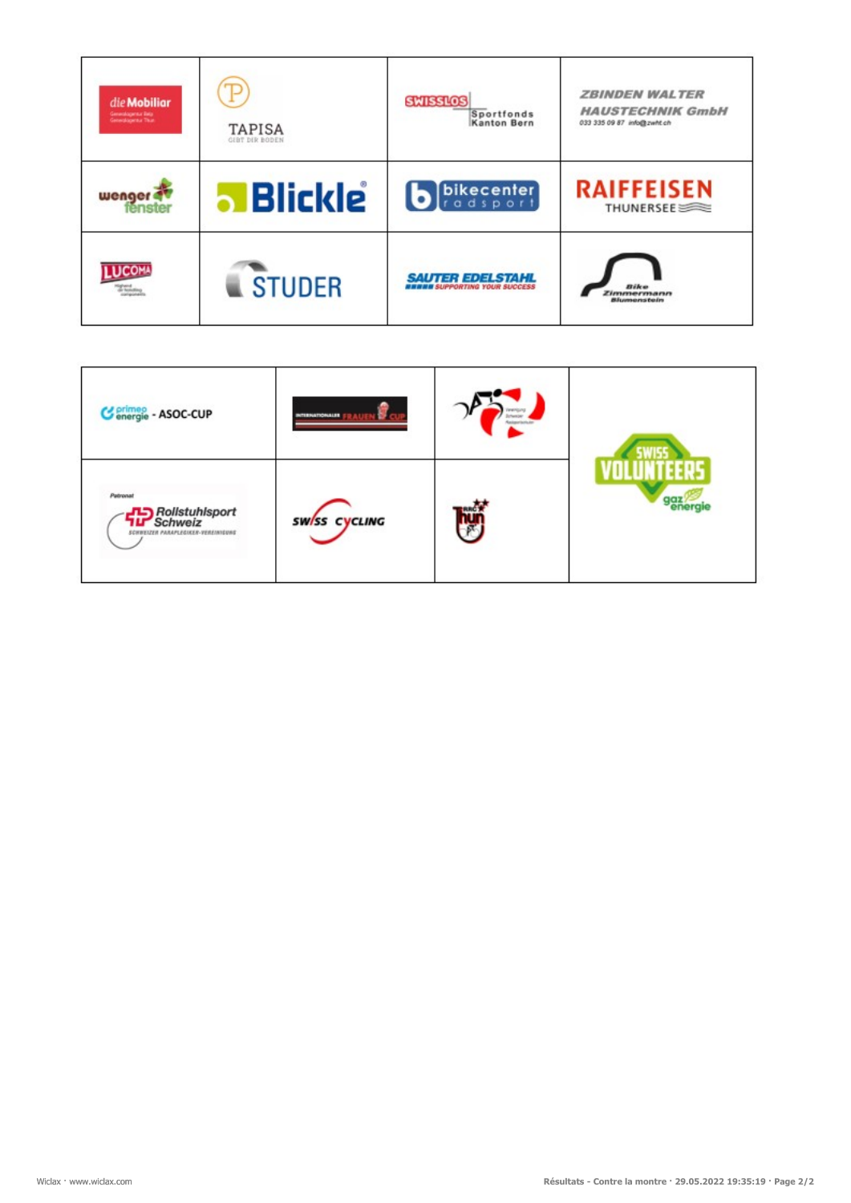| | | | |
|---|---|---|---|
| die Mobiliar Generalagentur Belp Generalagentur Thun | TAPISA GIBT DIR BODEN | SWISSLOS Sportfonds Kanton Bern | ZBINDEN WALTER HAUSTECHNIK GmbH 033 335 09 87 info@zwht.ch |
| wenger fenster | Blickle® | bikecenter radsport | RAIFFEISEN THUNERSEE |
| LUCOMA | STUDER | SAUTER EDELSTAHL SUPPORTING YOUR SUCCESS | Bike Zimmermann Blumenstein |

| | | | |
|---|---|---|---|
| primeo energie - ASOC-CUP | INTERNATIONALER FRAUEN CUP | Vereinigung Schweizer Radsportsenioren | SWISS VOLUNTEERS gaz énergie |
| Patronat Rollstuhlsport Schweiz SCHWEIZER PARAPLEGIKER-VEREINIGUNG | SWISS CYCLING | RRC Thun | |